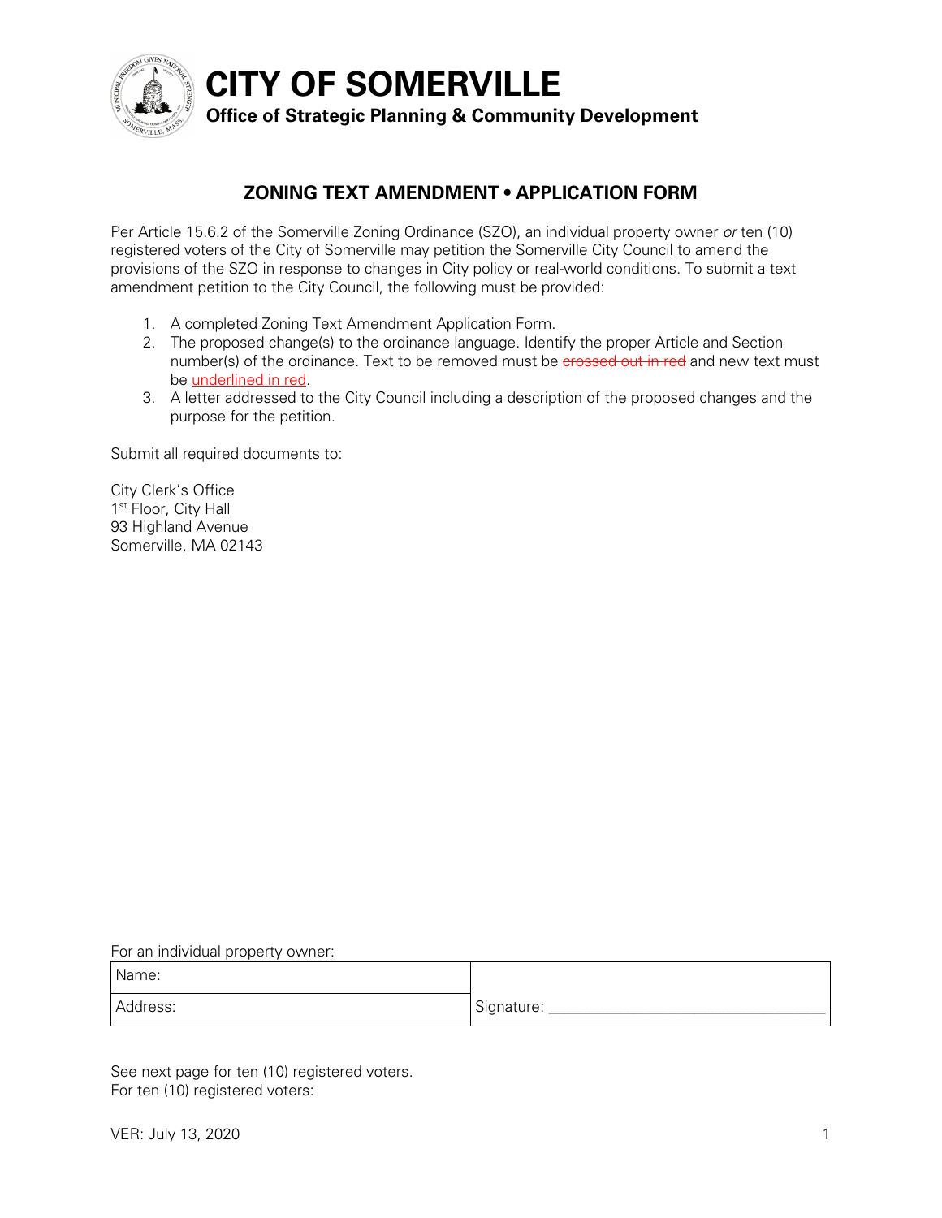# CITY OF SOMERVILLE

**Office of Strategic Planning & Community Development**

## ZONING TEXT AMENDMENT • APPLICATION FORM

Per Article 15.6.2 of the Somerville Zoning Ordinance (SZO), an individual property owner *or* ten (10) registered voters of the City of Somerville may petition the Somerville City Council to amend the provisions of the SZO in response to changes in City policy or real-world conditions. To submit a text amendment petition to the City Council, the following must be provided:

1. A completed Zoning Text Amendment Application Form.
2. The proposed change(s) to the ordinance language. Identify the proper Article and Section number(s) of the ordinance. Text to be removed must be ~~crossed out in red~~ and new text must be <u>underlined in red</u>.
3. A letter addressed to the City Council including a description of the proposed changes and the purpose for the petition.

Submit all required documents to:

City Clerk's Office
1st Floor, City Hall
93 Highland Avenue
Somerville, MA 02143

For an individual property owner:

| Name: | |
|---|---|
| Address: | Signature: ___________________________ |

See next page for ten (10) registered voters.
For ten (10) registered voters:

VER: July 13, 2020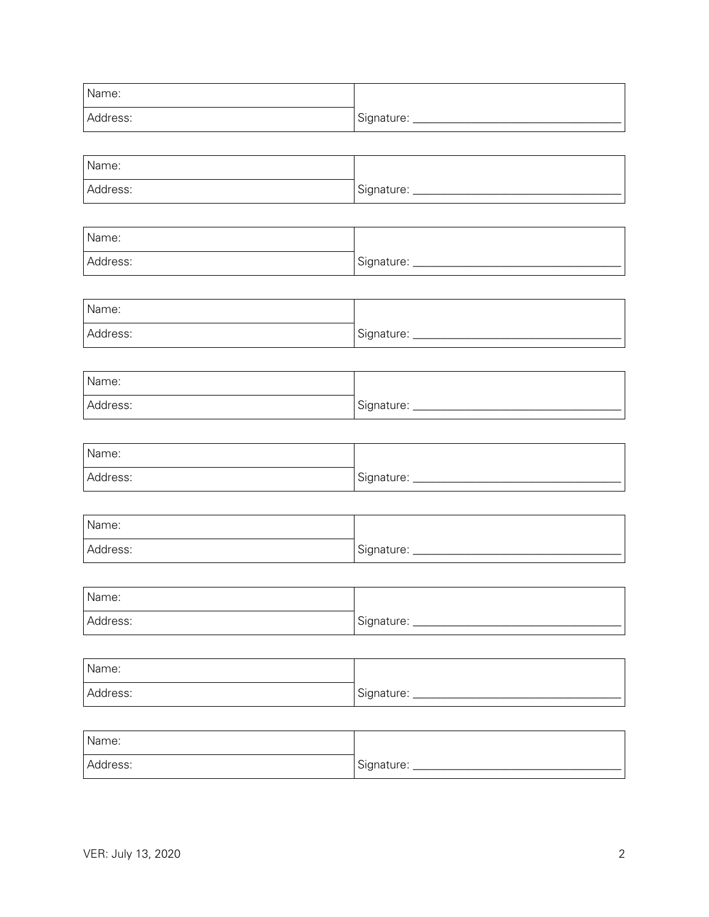| | |
|---|---|
| Name: | |
| Address: | Signature: ___________________________________ |

| | |
|---|---|
| Name: | |
| Address: | Signature: ___________________________________ |

| | |
|---|---|
| Name: | |
| Address: | Signature: ___________________________________ |

| | |
|---|---|
| Name: | |
| Address: | Signature: ___________________________________ |

| | |
|---|---|
| Name: | |
| Address: | Signature: ___________________________________ |

| | |
|---|---|
| Name: | |
| Address: | Signature: ___________________________________ |

| | |
|---|---|
| Name: | |
| Address: | Signature: ___________________________________ |

| | |
|---|---|
| Name: | |
| Address: | Signature: ___________________________________ |

| | |
|---|---|
| Name: | |
| Address: | Signature: ___________________________________ |

| | |
|---|---|
| Name: | |
| Address: | Signature: ___________________________________ |

VER: July 13, 2020